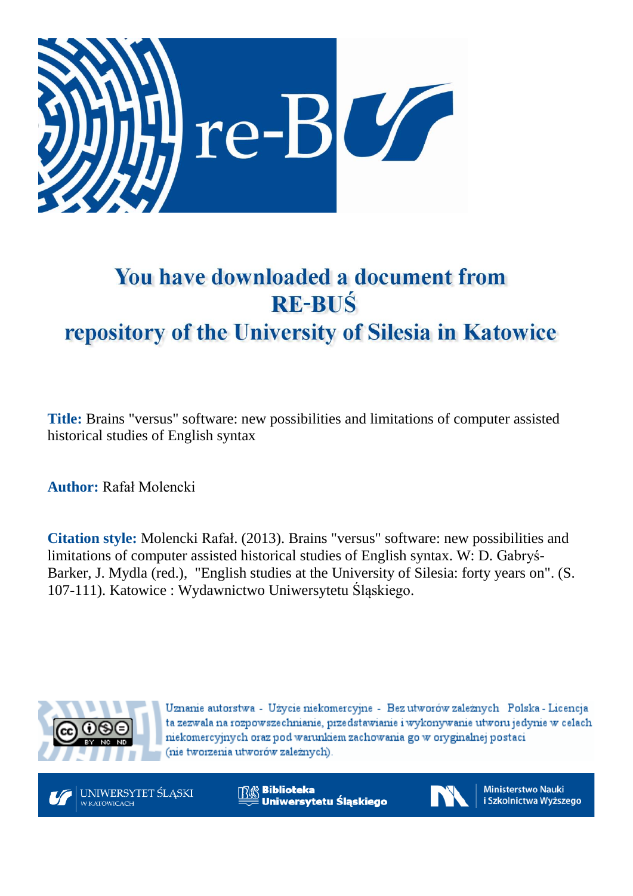# You have downloaded a document from RE-BUŚ repository of the University of Silesia in Katowice

**Title:** Brains "versus" software: new possibilities and limitations of computer assisted historical studies of English syntax

**Author:** Rafał Molencki

**Citation style:** Molencki Rafał. (2013). Brains "versus" software: new possibilities and limitations of computer assisted historical studies of English syntax. W: D. Gabryś-Barker, J. Mydla (red.), "English studies at the University of Silesia: forty years on". (S. 107-111). Katowice : Wydawnictwo Uniwersytetu Śląskiego.

Uznanie autorstwa - Użycie niekomercyjne - Bez utworów zależnych Polska - Licencja ta zezwala na rozpowszechnianie, przedstawianie i wykonywanie utworu jedynie w celach niekomercyjnych oraz pod warunkiem zachowania go w oryginalnej postaci (nie tworzenia utworów zależnych).

UNIWERSYTET ŚLĄSKI W KATOWICACH

Biblioteka Uniwersytetu Śląskiego

Ministerstwo Nauki i Szkolnictwa Wyższego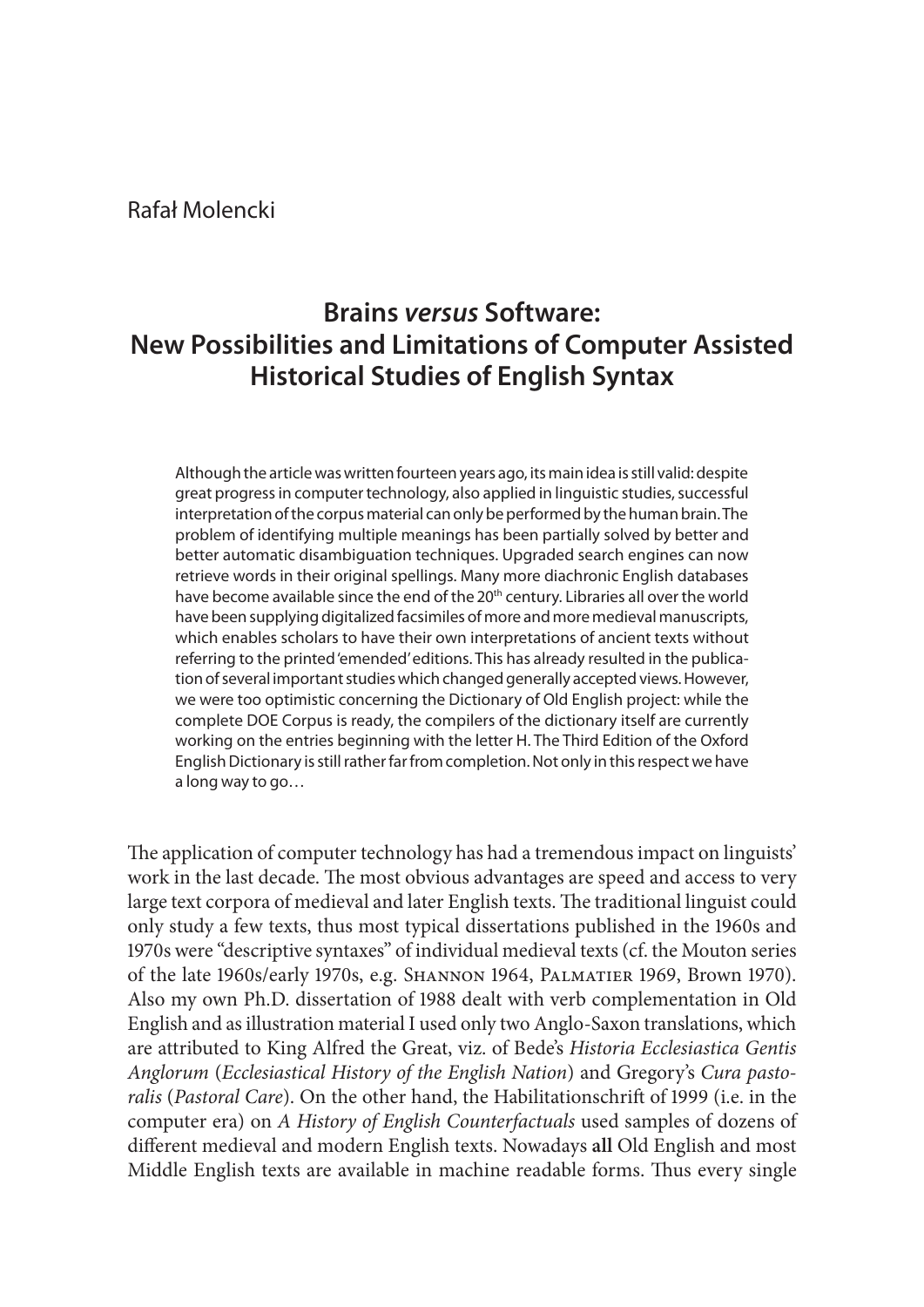Rafał Molencki

# Brains *versus* Software: New Possibilities and Limitations of Computer Assisted Historical Studies of English Syntax

> Although the article was written fourteen years ago, its main idea is still valid: despite great progress in computer technology, also applied in linguistic studies, successful interpretation of the corpus material can only be performed by the human brain. The problem of identifying multiple meanings has been partially solved by better and better automatic disambiguation techniques. Upgraded search engines can now retrieve words in their original spellings. Many more diachronic English databases have become available since the end of the 20th century. Libraries all over the world have been supplying digitalized facsimiles of more and more medieval manuscripts, which enables scholars to have their own interpretations of ancient texts without referring to the printed 'emended' editions. This has already resulted in the publication of several important studies which changed generally accepted views. However, we were too optimistic concerning the Dictionary of Old English project: while the complete DOE Corpus is ready, the compilers of the dictionary itself are currently working on the entries beginning with the letter H. The Third Edition of the Oxford English Dictionary is still rather far from completion. Not only in this respect we have a long way to go…

The application of computer technology has had a tremendous impact on linguists' work in the last decade. The most obvious advantages are speed and access to very large text corpora of medieval and later English texts. The traditional linguist could only study a few texts, thus most typical dissertations published in the 1960s and 1970s were "descriptive syntaxes" of individual medieval texts (cf. the Mouton series of the late 1960s/early 1970s, e.g. Shannon 1964, Palmatier 1969, Brown 1970). Also my own Ph.D. dissertation of 1988 dealt with verb complementation in Old English and as illustration material I used only two Anglo-Saxon translations, which are attributed to King Alfred the Great, viz. of Bede's *Historia Ecclesiastica Gentis Anglorum* (*Ecclesiastical History of the English Nation*) and Gregory's *Cura pastoralis* (*Pastoral Care*). On the other hand, the Habilitationschrift of 1999 (i.e. in the computer era) on *A History of English Counterfactuals* used samples of dozens of different medieval and modern English texts. Nowadays **all** Old English and most Middle English texts are available in machine readable forms. Thus every single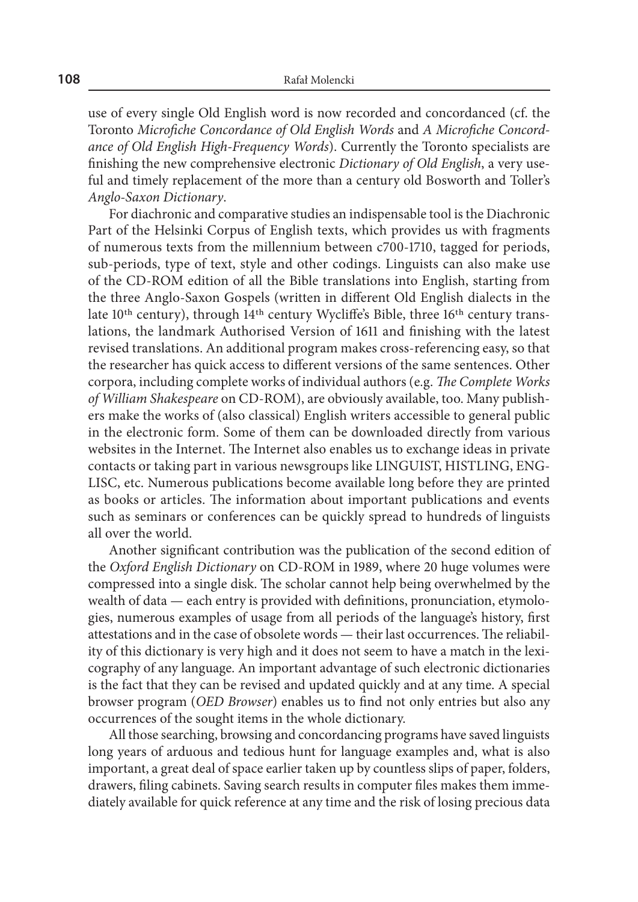use of every single Old English word is now recorded and concordanced (cf. the Toronto *Microfiche Concordance of Old English Words* and *A Microfiche Concordance of Old English High-Frequency Words*). Currently the Toronto specialists are finishing the new comprehensive electronic *Dictionary of Old English*, a very useful and timely replacement of the more than a century old Bosworth and Toller's *Anglo-Saxon Dictionary*.

For diachronic and comparative studies an indispensable tool is the Diachronic Part of the Helsinki Corpus of English texts, which provides us with fragments of numerous texts from the millennium between c700-1710, tagged for periods, sub-periods, type of text, style and other codings. Linguists can also make use of the CD-ROM edition of all the Bible translations into English, starting from the three Anglo-Saxon Gospels (written in different Old English dialects in the late 10th century), through 14th century Wycliffe's Bible, three 16th century translations, the landmark Authorised Version of 1611 and finishing with the latest revised translations. An additional program makes cross-referencing easy, so that the researcher has quick access to different versions of the same sentences. Other corpora, including complete works of individual authors (e.g. *The Complete Works of William Shakespeare* on CD-ROM), are obviously available, too. Many publishers make the works of (also classical) English writers accessible to general public in the electronic form. Some of them can be downloaded directly from various websites in the Internet. The Internet also enables us to exchange ideas in private contacts or taking part in various newsgroups like LINGUIST, HISTLING, ENGLISC, etc. Numerous publications become available long before they are printed as books or articles. The information about important publications and events such as seminars or conferences can be quickly spread to hundreds of linguists all over the world.

Another significant contribution was the publication of the second edition of the *Oxford English Dictionary* on CD-ROM in 1989, where 20 huge volumes were compressed into a single disk. The scholar cannot help being overwhelmed by the wealth of data — each entry is provided with definitions, pronunciation, etymologies, numerous examples of usage from all periods of the language's history, first attestations and in the case of obsolete words — their last occurrences. The reliability of this dictionary is very high and it does not seem to have a match in the lexicography of any language. An important advantage of such electronic dictionaries is the fact that they can be revised and updated quickly and at any time. A special browser program (*OED Browser*) enables us to find not only entries but also any occurrences of the sought items in the whole dictionary.

All those searching, browsing and concordancing programs have saved linguists long years of arduous and tedious hunt for language examples and, what is also important, a great deal of space earlier taken up by countless slips of paper, folders, drawers, filing cabinets. Saving search results in computer files makes them immediately available for quick reference at any time and the risk of losing precious data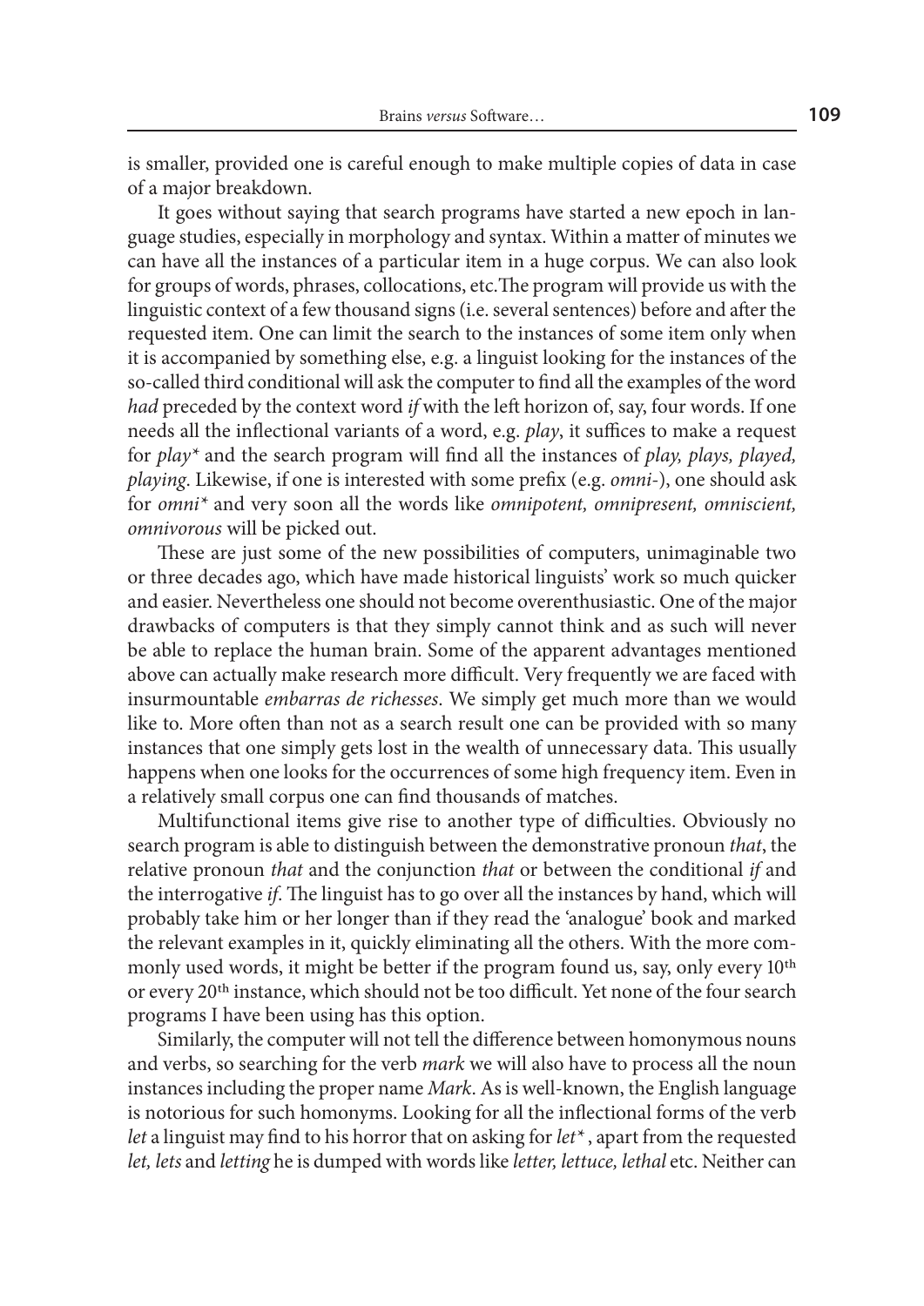is smaller, provided one is careful enough to make multiple copies of data in case of a major breakdown.

It goes without saying that search programs have started a new epoch in language studies, especially in morphology and syntax. Within a matter of minutes we can have all the instances of a particular item in a huge corpus. We can also look for groups of words, phrases, collocations, etc.The program will provide us with the linguistic context of a few thousand signs (i.e. several sentences) before and after the requested item. One can limit the search to the instances of some item only when it is accompanied by something else, e.g. a linguist looking for the instances of the so-called third conditional will ask the computer to find all the examples of the word *had* preceded by the context word *if* with the left horizon of, say, four words. If one needs all the inflectional variants of a word, e.g. *play*, it suffices to make a request for *play** and the search program will find all the instances of *play, plays, played, playing*. Likewise, if one is interested with some prefix (e.g. *omni-*), one should ask for *omni** and very soon all the words like *omnipotent, omnipresent, omniscient, omnivorous* will be picked out.

These are just some of the new possibilities of computers, unimaginable two or three decades ago, which have made historical linguists' work so much quicker and easier. Nevertheless one should not become overenthusiastic. One of the major drawbacks of computers is that they simply cannot think and as such will never be able to replace the human brain. Some of the apparent advantages mentioned above can actually make research more difficult. Very frequently we are faced with insurmountable *embarras de richesses*. We simply get much more than we would like to. More often than not as a search result one can be provided with so many instances that one simply gets lost in the wealth of unnecessary data. This usually happens when one looks for the occurrences of some high frequency item. Even in a relatively small corpus one can find thousands of matches.

Multifunctional items give rise to another type of difficulties. Obviously no search program is able to distinguish between the demonstrative pronoun *that*, the relative pronoun *that* and the conjunction *that* or between the conditional *if* and the interrogative *if*. The linguist has to go over all the instances by hand, which will probably take him or her longer than if they read the 'analogue' book and marked the relevant examples in it, quickly eliminating all the others. With the more commonly used words, it might be better if the program found us, say, only every 10th or every 20th instance, which should not be too difficult. Yet none of the four search programs I have been using has this option.

Similarly, the computer will not tell the difference between homonymous nouns and verbs, so searching for the verb *mark* we will also have to process all the noun instances including the proper name *Mark*. As is well-known, the English language is notorious for such homonyms. Looking for all the inflectional forms of the verb *let* a linguist may find to his horror that on asking for *let**, apart from the requested *let, lets* and *letting* he is dumped with words like *letter, lettuce, lethal* etc. Neither can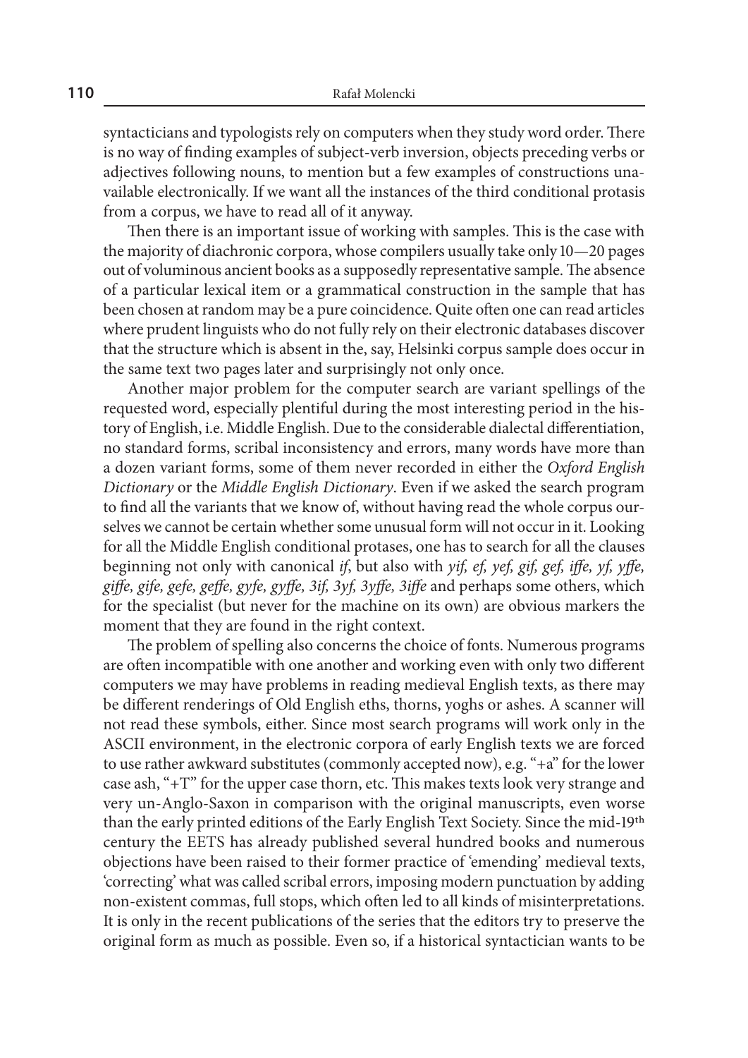syntacticians and typologists rely on computers when they study word order. There is no way of finding examples of subject-verb inversion, objects preceding verbs or adjectives following nouns, to mention but a few examples of constructions unavailable electronically. If we want all the instances of the third conditional protasis from a corpus, we have to read all of it anyway.

Then there is an important issue of working with samples. This is the case with the majority of diachronic corpora, whose compilers usually take only 10—20 pages out of voluminous ancient books as a supposedly representative sample. The absence of a particular lexical item or a grammatical construction in the sample that has been chosen at random may be a pure coincidence. Quite often one can read articles where prudent linguists who do not fully rely on their electronic databases discover that the structure which is absent in the, say, Helsinki corpus sample does occur in the same text two pages later and surprisingly not only once.

Another major problem for the computer search are variant spellings of the requested word, especially plentiful during the most interesting period in the history of English, i.e. Middle English. Due to the considerable dialectal differentiation, no standard forms, scribal inconsistency and errors, many words have more than a dozen variant forms, some of them never recorded in either the *Oxford English Dictionary* or the *Middle English Dictionary*. Even if we asked the search program to find all the variants that we know of, without having read the whole corpus ourselves we cannot be certain whether some unusual form will not occur in it. Looking for all the Middle English conditional protases, one has to search for all the clauses beginning not only with canonical *if*, but also with *yif, ef, yef, gif, gef, iffe, yf, yffe, giffe, gife, gefe, geffe, gyfe, gyffe, 3if, 3yf, 3yffe, 3iffe* and perhaps some others, which for the specialist (but never for the machine on its own) are obvious markers the moment that they are found in the right context.

The problem of spelling also concerns the choice of fonts. Numerous programs are often incompatible with one another and working even with only two different computers we may have problems in reading medieval English texts, as there may be different renderings of Old English eths, thorns, yoghs or ashes. A scanner will not read these symbols, either. Since most search programs will work only in the ASCII environment, in the electronic corpora of early English texts we are forced to use rather awkward substitutes (commonly accepted now), e.g. "+a" for the lower case ash, "+T" for the upper case thorn, etc. This makes texts look very strange and very un-Anglo-Saxon in comparison with the original manuscripts, even worse than the early printed editions of the Early English Text Society. Since the mid-19th century the EETS has already published several hundred books and numerous objections have been raised to their former practice of 'emending' medieval texts, 'correcting' what was called scribal errors, imposing modern punctuation by adding non-existent commas, full stops, which often led to all kinds of misinterpretations. It is only in the recent publications of the series that the editors try to preserve the original form as much as possible. Even so, if a historical syntactician wants to be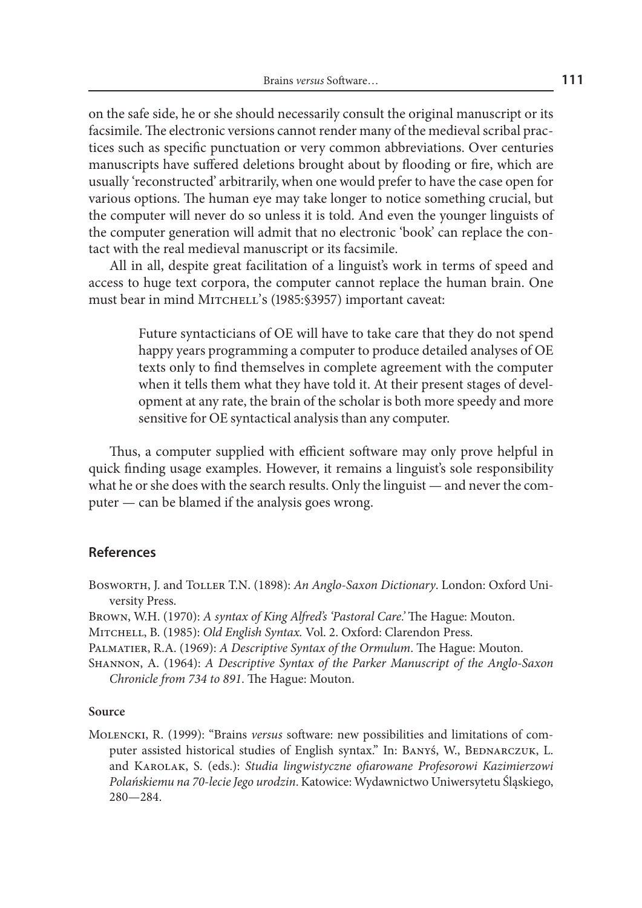on the safe side, he or she should necessarily consult the original manuscript or its facsimile. The electronic versions cannot render many of the medieval scribal practices such as specific punctuation or very common abbreviations. Over centuries manuscripts have suffered deletions brought about by flooding or fire, which are usually 'reconstructed' arbitrarily, when one would prefer to have the case open for various options. The human eye may take longer to notice something crucial, but the computer will never do so unless it is told. And even the younger linguists of the computer generation will admit that no electronic 'book' can replace the contact with the real medieval manuscript or its facsimile.

All in all, despite great facilitation of a linguist's work in terms of speed and access to huge text corpora, the computer cannot replace the human brain. One must bear in mind Mitchell's (1985:§3957) important caveat:

> Future syntacticians of OE will have to take care that they do not spend happy years programming a computer to produce detailed analyses of OE texts only to find themselves in complete agreement with the computer when it tells them what they have told it. At their present stages of development at any rate, the brain of the scholar is both more speedy and more sensitive for OE syntactical analysis than any computer.

Thus, a computer supplied with efficient software may only prove helpful in quick finding usage examples. However, it remains a linguist's sole responsibility what he or she does with the search results. Only the linguist — and never the computer — can be blamed if the analysis goes wrong.

## References

Bosworth, J. and Toller T.N. (1898): *An Anglo-Saxon Dictionary*. London: Oxford University Press.

Brown, W.H. (1970): *A syntax of King Alfred's 'Pastoral Care.'* The Hague: Mouton.

Mitchell, B. (1985): *Old English Syntax.* Vol. 2. Oxford: Clarendon Press.

Palmatier, R.A. (1969): *A Descriptive Syntax of the Ormulum*. The Hague: Mouton.

Shannon, A. (1964): *A Descriptive Syntax of the Parker Manuscript of the Anglo-Saxon Chronicle from 734 to 891*. The Hague: Mouton.

### Source

Molencki, R. (1999): "Brains *versus* software: new possibilities and limitations of computer assisted historical studies of English syntax." In: Banyś, W., Bednarczuk, L. and Karolak, S. (eds.): *Studia lingwistyczne ofiarowane Profesorowi Kazimierzowi Polańskiemu na 70-lecie Jego urodzin*. Katowice: Wydawnictwo Uniwersytetu Śląskiego, 280—284.